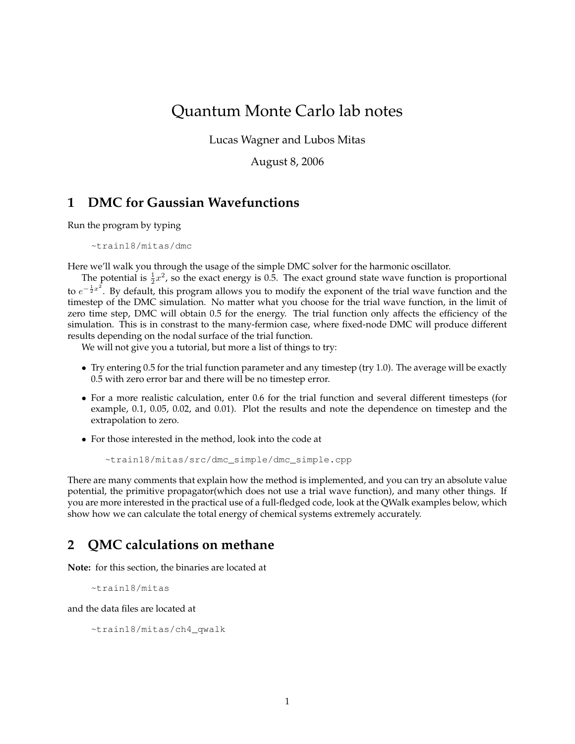# Quantum Monte Carlo lab notes

Lucas Wagner and Lubos Mitas

August 8, 2006

## 1 DMC for Gaussian Wavefunctions

Run the program by typing

```
~train18/mitas/dmc
```

Here we'll walk you through the usage of the simple DMC solver for the harmonic oscillator.

The potential is $\frac{1}{2}x^2$, so the exact energy is 0.5. The exact ground state wave function is proportional to $e^{-\frac{1}{2}x^2}$. By default, this program allows you to modify the exponent of the trial wave function and the timestep of the DMC simulation. No matter what you choose for the trial wave function, in the limit of zero time step, DMC will obtain 0.5 for the energy. The trial function only affects the efficiency of the simulation. This is in constrast to the many-fermion case, where fixed-node DMC will produce different results depending on the nodal surface of the trial function.

We will not give you a tutorial, but more a list of things to try:

- Try entering 0.5 for the trial function parameter and any timestep (try 1.0). The average will be exactly 0.5 with zero error bar and there will be no timestep error.
- For a more realistic calculation, enter 0.6 for the trial function and several different timesteps (for example, 0.1, 0.05, 0.02, and 0.01). Plot the results and note the dependence on timestep and the extrapolation to zero.
- For those interested in the method, look into the code at

  ```
  ~train18/mitas/src/dmc_simple/dmc_simple.cpp
  ```

There are many comments that explain how the method is implemented, and you can try an absolute value potential, the primitive propagator(which does not use a trial wave function), and many other things. If you are more interested in the practical use of a full-fledged code, look at the QWalk examples below, which show how we can calculate the total energy of chemical systems extremely accurately.

## 2 QMC calculations on methane

**Note:** for this section, the binaries are located at

```
~train18/mitas
```

and the data files are located at

```
~train18/mitas/ch4_qwalk
```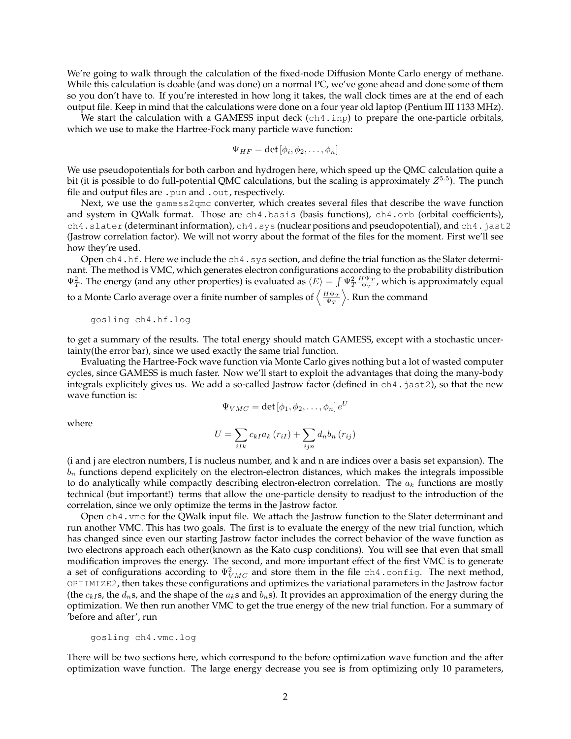We're going to walk through the calculation of the fixed-node Diffusion Monte Carlo energy of methane. While this calculation is doable (and was done) on a normal PC, we've gone ahead and done some of them so you don't have to. If you're interested in how long it takes, the wall clock times are at the end of each output file. Keep in mind that the calculations were done on a four year old laptop (Pentium III 1133 MHz).

We start the calculation with a GAMESS input deck (`ch4.inp`) to prepare the one-particle orbitals, which we use to make the Hartree-Fock many particle wave function:

$$\Psi_{HF} = \det\left[\phi_i, \phi_2, \ldots, \phi_n\right]$$

We use pseudopotentials for both carbon and hydrogen here, which speed up the QMC calculation quite a bit (it is possible to do full-potential QMC calculations, but the scaling is approximately $Z^{5.5}$). The punch file and output files are `.pun` and `.out`, respectively.

Next, we use the `gamess2qmc` converter, which creates several files that describe the wave function and system in QWalk format. Those are `ch4.basis` (basis functions), `ch4.orb` (orbital coefficients), `ch4.slater` (determinant information), `ch4.sys` (nuclear positions and pseudopotential), and `ch4.jast2` (Jastrow correlation factor). We will not worry about the format of the files for the moment. First we'll see how they're used.

Open `ch4.hf`. Here we include the `ch4.sys` section, and define the trial function as the Slater determinant. The method is VMC, which generates electron configurations according to the probability distribution $\Psi_T^2$. The energy (and any other properties) is evaluated as $\langle E \rangle = \int \Psi_T^2 \frac{H\Psi_T}{\Psi_T}$, which is approximately equal to a Monte Carlo average over a finite number of samples of $\left\langle \frac{H\Psi_T}{\Psi_T} \right\rangle$. Run the command

```
gosling ch4.hf.log
```

to get a summary of the results. The total energy should match GAMESS, except with a stochastic uncertainty(the error bar), since we used exactly the same trial function.

Evaluating the Hartree-Fock wave function via Monte Carlo gives nothing but a lot of wasted computer cycles, since GAMESS is much faster. Now we'll start to exploit the advantages that doing the many-body integrals explicitely gives us. We add a so-called Jastrow factor (defined in `ch4.jast2`), so that the new wave function is:

$$\Psi_{VMC} = \det\left[\phi_1, \phi_2, \ldots, \phi_n\right] e^U$$

where

$$U = \sum_{iIk} c_{kI} a_k\left(r_{iI}\right) + \sum_{ijn} d_n b_n\left(r_{ij}\right)$$

(i and j are electron numbers, I is nucleus number, and k and n are indices over a basis set expansion). The $b_n$ functions depend explicitely on the electron-electron distances, which makes the integrals impossible to do analytically while compactly describing electron-electron correlation. The $a_k$ functions are mostly technical (but important!) terms that allow the one-particle density to readjust to the introduction of the correlation, since we only optimize the terms in the Jastrow factor.

Open `ch4.vmc` for the QWalk input file. We attach the Jastrow function to the Slater determinant and run another VMC. This has two goals. The first is to evaluate the energy of the new trial function, which has changed since even our starting Jastrow factor includes the correct behavior of the wave function as two electrons approach each other(known as the Kato cusp conditions). You will see that even that small modification improves the energy. The second, and more important effect of the first VMC is to generate a set of configurations according to $\Psi_{VMC}^2$ and store them in the file `ch4.config`. The next method, `OPTIMIZE2`, then takes these configurations and optimizes the variational parameters in the Jastrow factor (the $c_{kI}$s, the $d_n$s, and the shape of the $a_k$s and $b_n$s). It provides an approximation of the energy during the optimization. We then run another VMC to get the true energy of the new trial function. For a summary of 'before and after', run

```
gosling ch4.vmc.log
```

There will be two sections here, which correspond to the before optimization wave function and the after optimization wave function. The large energy decrease you see is from optimizing only 10 parameters,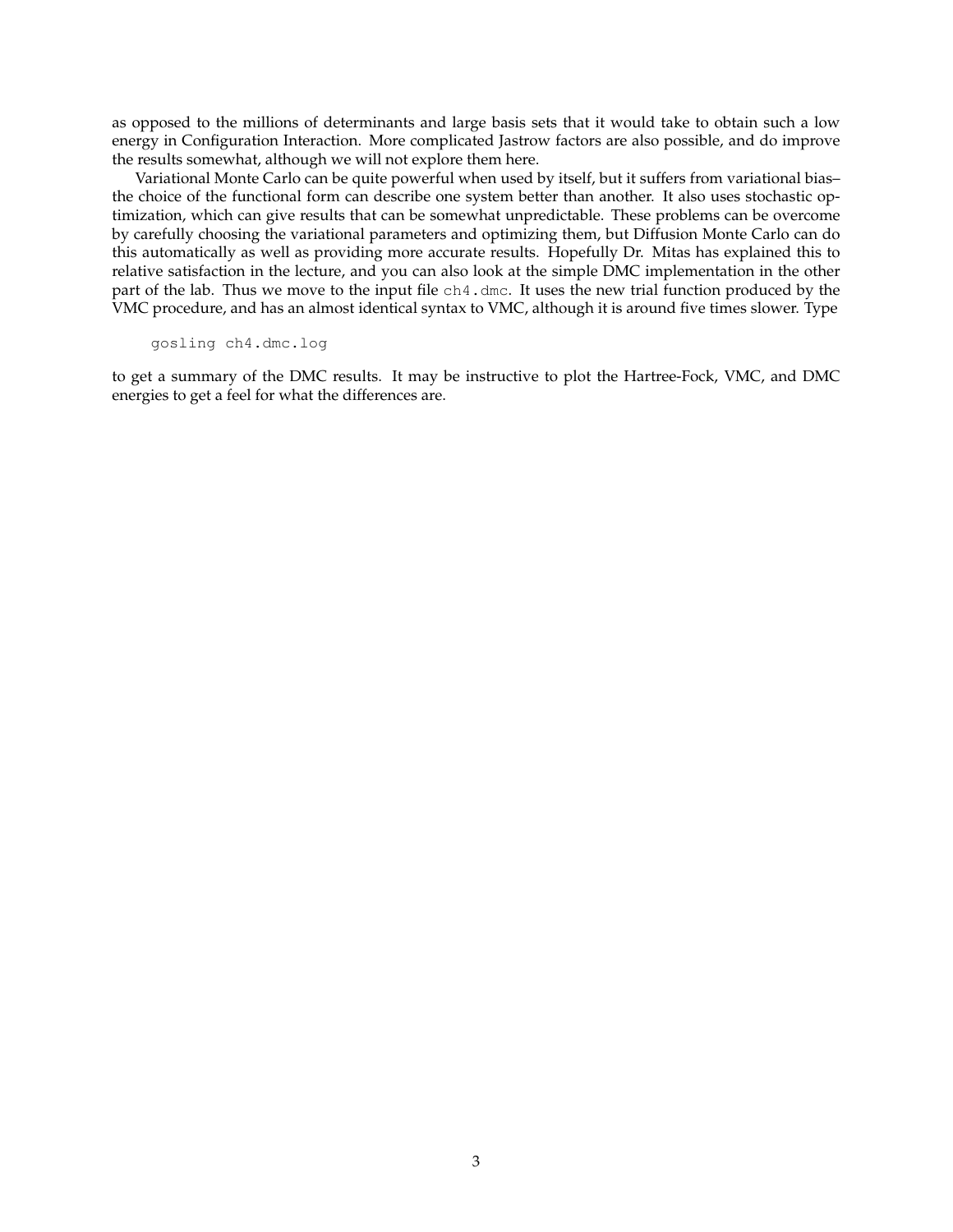as opposed to the millions of determinants and large basis sets that it would take to obtain such a low energy in Configuration Interaction. More complicated Jastrow factors are also possible, and do improve the results somewhat, although we will not explore them here.

Variational Monte Carlo can be quite powerful when used by itself, but it suffers from variational bias– the choice of the functional form can describe one system better than another. It also uses stochastic optimization, which can give results that can be somewhat unpredictable. These problems can be overcome by carefully choosing the variational parameters and optimizing them, but Diffusion Monte Carlo can do this automatically as well as providing more accurate results. Hopefully Dr. Mitas has explained this to relative satisfaction in the lecture, and you can also look at the simple DMC implementation in the other part of the lab. Thus we move to the input file `ch4.dmc`. It uses the new trial function produced by the VMC procedure, and has an almost identical syntax to VMC, although it is around five times slower. Type

```
gosling ch4.dmc.log
```

to get a summary of the DMC results. It may be instructive to plot the Hartree-Fock, VMC, and DMC energies to get a feel for what the differences are.